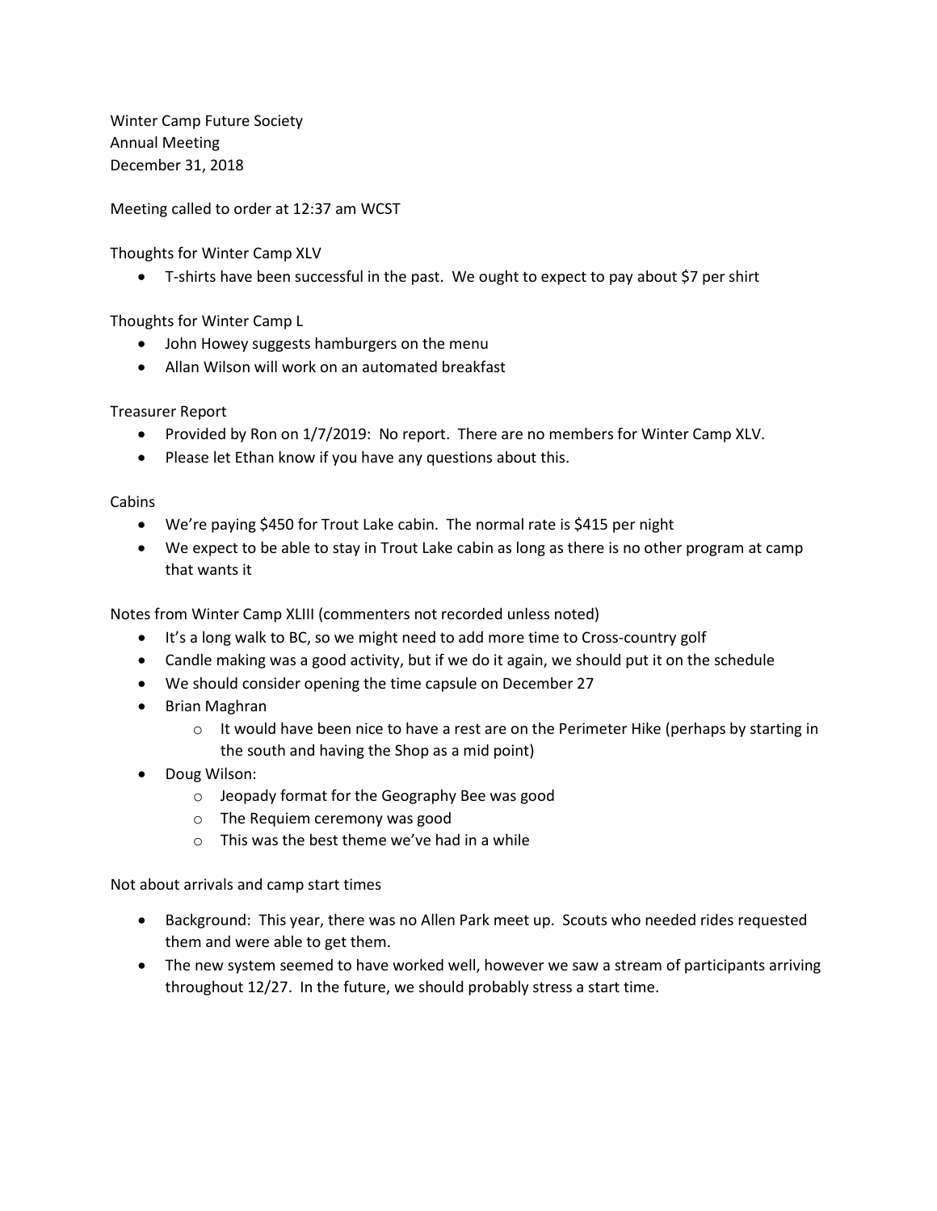Winter Camp Future Society
Annual Meeting
December 31, 2018

Meeting called to order at 12:37 am WCST

Thoughts for Winter Camp XLV

- T-shirts have been successful in the past. We ought to expect to pay about $7 per shirt

Thoughts for Winter Camp L

- John Howey suggests hamburgers on the menu
- Allan Wilson will work on an automated breakfast

Treasurer Report

- Provided by Ron on 1/7/2019: No report. There are no members for Winter Camp XLV.
- Please let Ethan know if you have any questions about this.

Cabins

- We're paying $450 for Trout Lake cabin. The normal rate is $415 per night
- We expect to be able to stay in Trout Lake cabin as long as there is no other program at camp that wants it

Notes from Winter Camp XLIII (commenters not recorded unless noted)

- It's a long walk to BC, so we might need to add more time to Cross-country golf
- Candle making was a good activity, but if we do it again, we should put it on the schedule
- We should consider opening the time capsule on December 27
- Brian Maghran
  - It would have been nice to have a rest are on the Perimeter Hike (perhaps by starting in the south and having the Shop as a mid point)
- Doug Wilson:
  - Jeopady format for the Geography Bee was good
  - The Requiem ceremony was good
  - This was the best theme we've had in a while

Not about arrivals and camp start times

- Background: This year, there was no Allen Park meet up. Scouts who needed rides requested them and were able to get them.
- The new system seemed to have worked well, however we saw a stream of participants arriving throughout 12/27. In the future, we should probably stress a start time.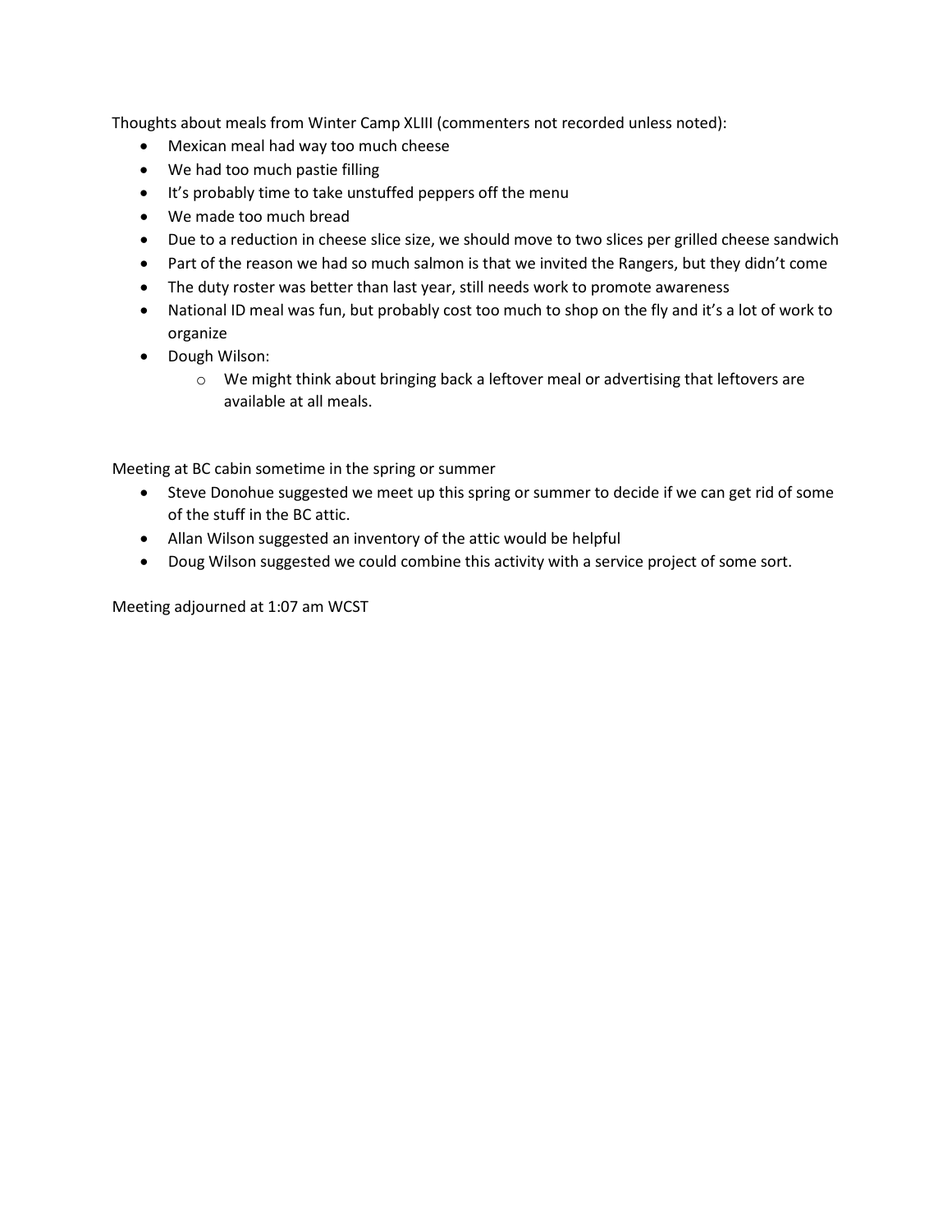Thoughts about meals from Winter Camp XLIII (commenters not recorded unless noted):

- Mexican meal had way too much cheese
- We had too much pastie filling
- It's probably time to take unstuffed peppers off the menu
- We made too much bread
- Due to a reduction in cheese slice size, we should move to two slices per grilled cheese sandwich
- Part of the reason we had so much salmon is that we invited the Rangers, but they didn't come
- The duty roster was better than last year, still needs work to promote awareness
- National ID meal was fun, but probably cost too much to shop on the fly and it's a lot of work to organize
- Dough Wilson:
  - We might think about bringing back a leftover meal or advertising that leftovers are available at all meals.

Meeting at BC cabin sometime in the spring or summer

- Steve Donohue suggested we meet up this spring or summer to decide if we can get rid of some of the stuff in the BC attic.
- Allan Wilson suggested an inventory of the attic would be helpful
- Doug Wilson suggested we could combine this activity with a service project of some sort.

Meeting adjourned at 1:07 am WCST